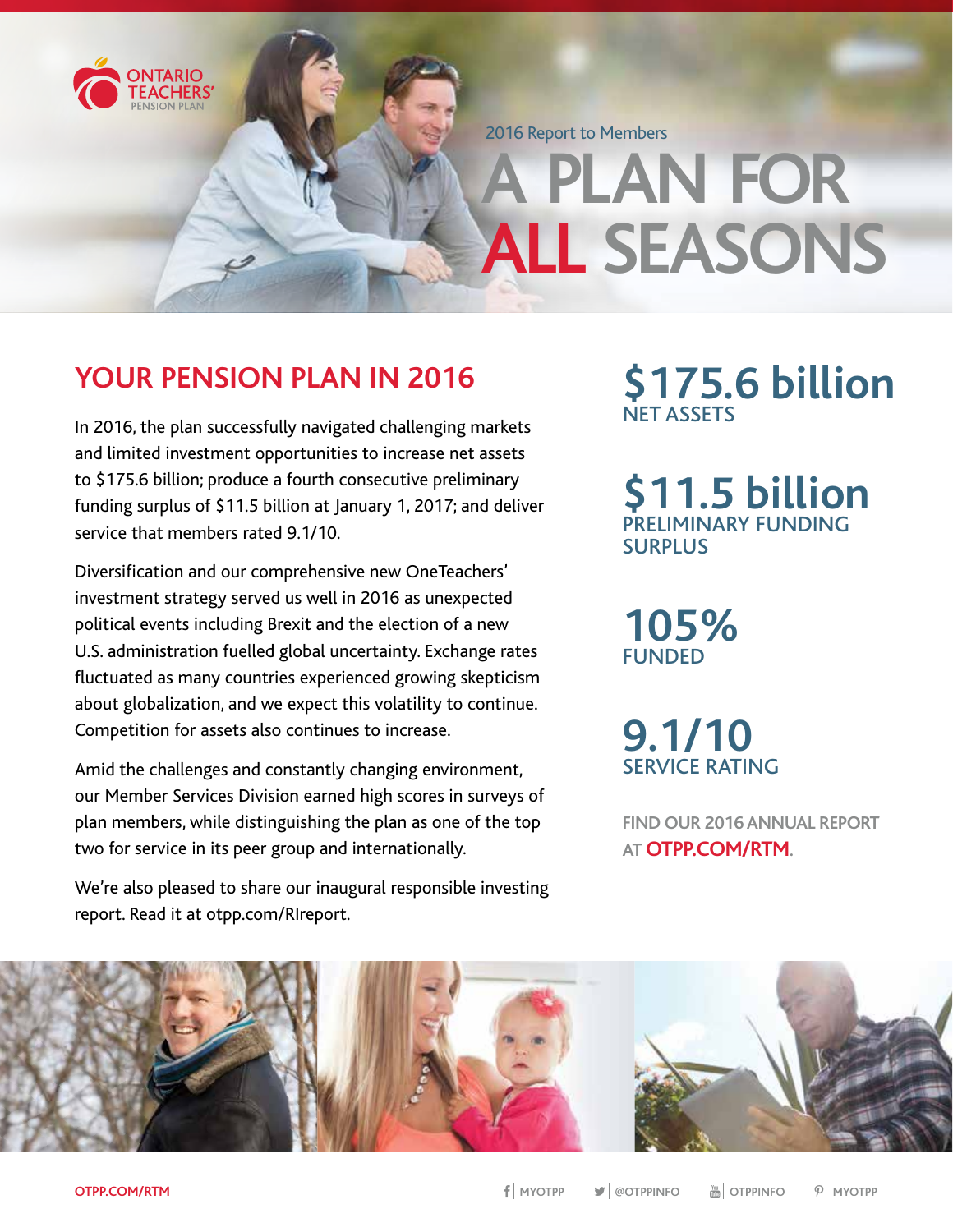ONTARIO TEACHERS' PENSION PLAN

2016 Report to Members

# A PLAN FOR ALL SEASONS

## YOUR PENSION PLAN IN 2016

In 2016, the plan successfully navigated challenging markets and limited investment opportunities to increase net assets to $175.6 billion; produce a fourth consecutive preliminary funding surplus of $11.5 billion at January 1, 2017; and deliver service that members rated 9.1/10.

Diversification and our comprehensive new OneTeachers' investment strategy served us well in 2016 as unexpected political events including Brexit and the election of a new U.S. administration fuelled global uncertainty. Exchange rates fluctuated as many countries experienced growing skepticism about globalization, and we expect this volatility to continue. Competition for assets also continues to increase.

Amid the challenges and constantly changing environment, our Member Services Division earned high scores in surveys of plan members, while distinguishing the plan as one of the top two for service in its peer group and internationally.

We're also pleased to share our inaugural responsible investing report. Read it at otpp.com/RIreport.

**$175.6 billion**
NET ASSETS

**$11.5 billion**
PRELIMINARY FUNDING SURPLUS

**105%**
FUNDED

**9.1/10**
SERVICE RATING

FIND OUR 2016 ANNUAL REPORT AT **OTPP.COM/RTM**.

OTPP.COM/RTM

MYOTPP | @OTPPINFO | OTPPINFO | MYOTPP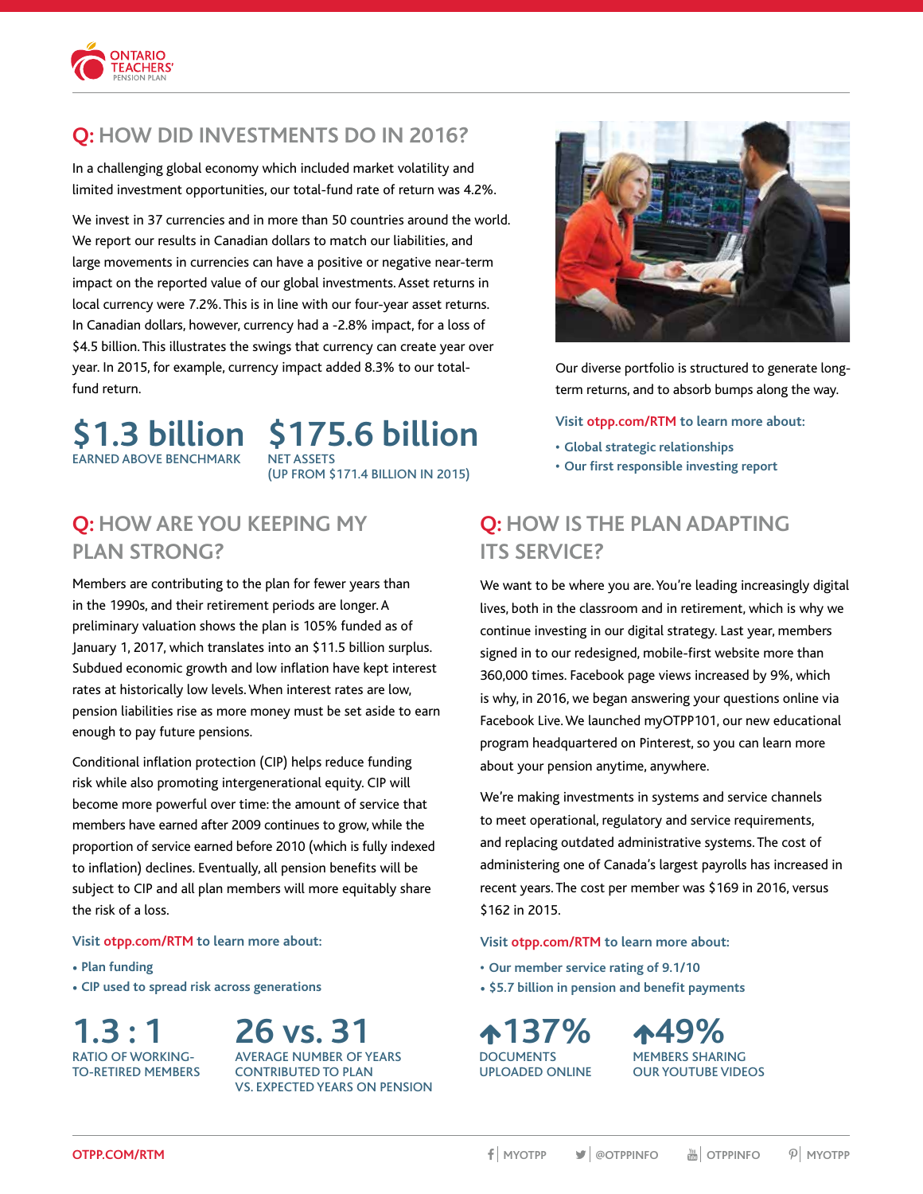## Q: HOW DID INVESTMENTS DO IN 2016?

In a challenging global economy which included market volatility and limited investment opportunities, our total-fund rate of return was 4.2%.

We invest in 37 currencies and in more than 50 countries around the world. We report our results in Canadian dollars to match our liabilities, and large movements in currencies can have a positive or negative near-term impact on the reported value of our global investments. Asset returns in local currency were 7.2%. This is in line with our four-year asset returns. In Canadian dollars, however, currency had a -2.8% impact, for a loss of $4.5 billion. This illustrates the swings that currency can create year over year. In 2015, for example, currency impact added 8.3% to our total-fund return.

**$1.3 billion**
EARNED ABOVE BENCHMARK

**$175.6 billion**
NET ASSETS
(UP FROM $171.4 BILLION IN 2015)

Our diverse portfolio is structured to generate long-term returns, and to absorb bumps along the way.

Visit otpp.com/RTM to learn more about:

- Global strategic relationships
- Our first responsible investing report

## Q: HOW ARE YOU KEEPING MY PLAN STRONG?

Members are contributing to the plan for fewer years than in the 1990s, and their retirement periods are longer. A preliminary valuation shows the plan is 105% funded as of January 1, 2017, which translates into an $11.5 billion surplus. Subdued economic growth and low inflation have kept interest rates at historically low levels. When interest rates are low, pension liabilities rise as more money must be set aside to earn enough to pay future pensions.

Conditional inflation protection (CIP) helps reduce funding risk while also promoting intergenerational equity. CIP will become more powerful over time: the amount of service that members have earned after 2009 continues to grow, while the proportion of service earned before 2010 (which is fully indexed to inflation) declines. Eventually, all pension benefits will be subject to CIP and all plan members will more equitably share the risk of a loss.

Visit otpp.com/RTM to learn more about:

- Plan funding
- CIP used to spread risk across generations

**1.3 : 1**
RATIO OF WORKING-TO-RETIRED MEMBERS

**26 vs. 31**
AVERAGE NUMBER OF YEARS CONTRIBUTED TO PLAN VS. EXPECTED YEARS ON PENSION

## Q: HOW IS THE PLAN ADAPTING ITS SERVICE?

We want to be where you are. You're leading increasingly digital lives, both in the classroom and in retirement, which is why we continue investing in our digital strategy. Last year, members signed in to our redesigned, mobile-first website more than 360,000 times. Facebook page views increased by 9%, which is why, in 2016, we began answering your questions online via Facebook Live. We launched myOTPP101, our new educational program headquartered on Pinterest, so you can learn more about your pension anytime, anywhere.

We're making investments in systems and service channels to meet operational, regulatory and service requirements, and replacing outdated administrative systems. The cost of administering one of Canada's largest payrolls has increased in recent years. The cost per member was $169 in 2016, versus $162 in 2015.

Visit otpp.com/RTM to learn more about:

- Our member service rating of 9.1/10
- $5.7 billion in pension and benefit payments

**↑137%**
DOCUMENTS UPLOADED ONLINE

**↑49%**
MEMBERS SHARING OUR YOUTUBE VIDEOS

OTPP.COM/RTM | MYOTPP | @OTPPINFO | OTPPINFO | MYOTPP